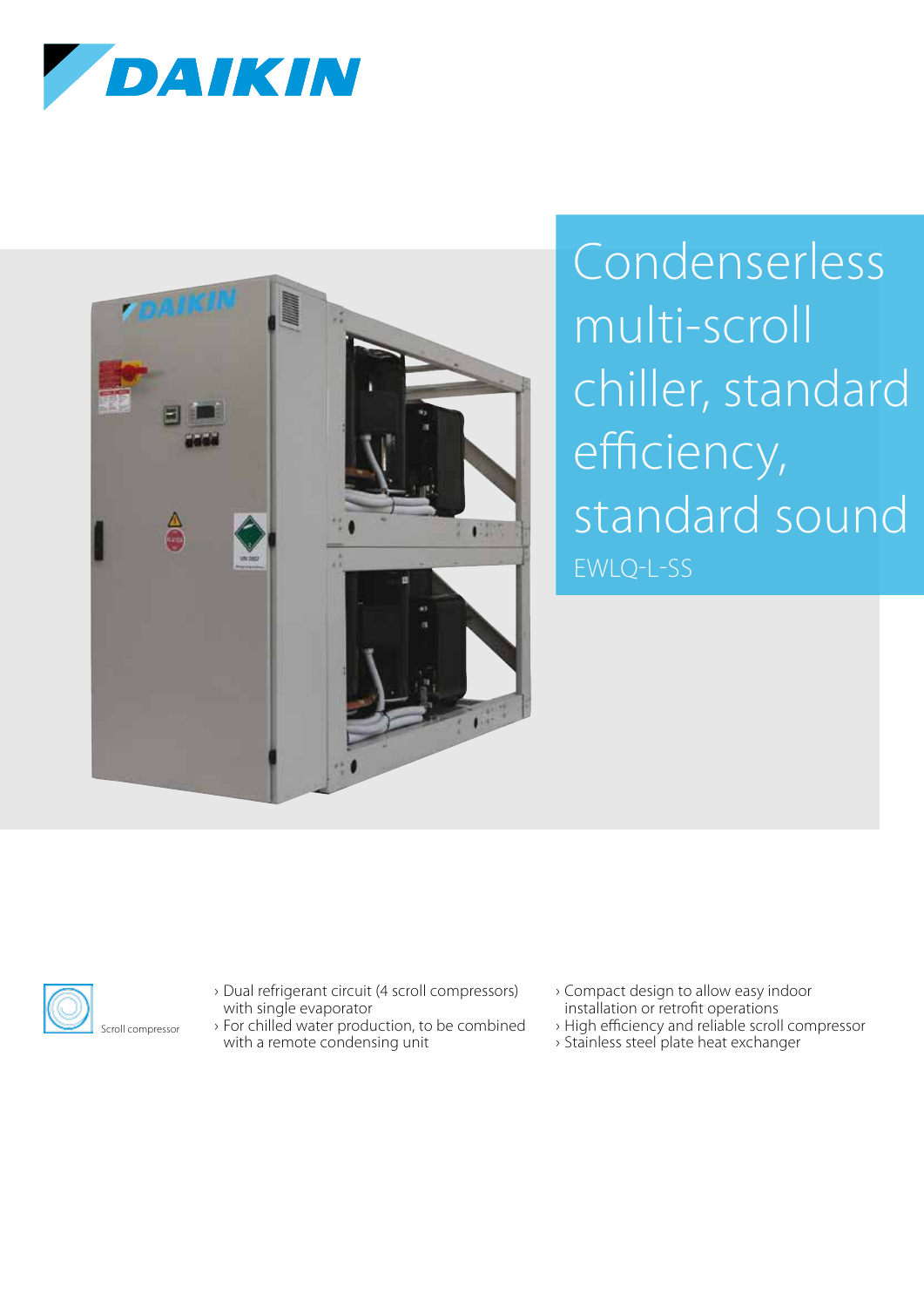# Condenserless multi-scroll chiller, standard efficiency, standard sound

EWLQ-L-SS

Scroll compressor

- Dual refrigerant circuit (4 scroll compressors) with single evaporator
- For chilled water production, to be combined with a remote condensing unit
- Compact design to allow easy indoor installation or retrofit operations
- High efficiency and reliable scroll compressor
- Stainless steel plate heat exchanger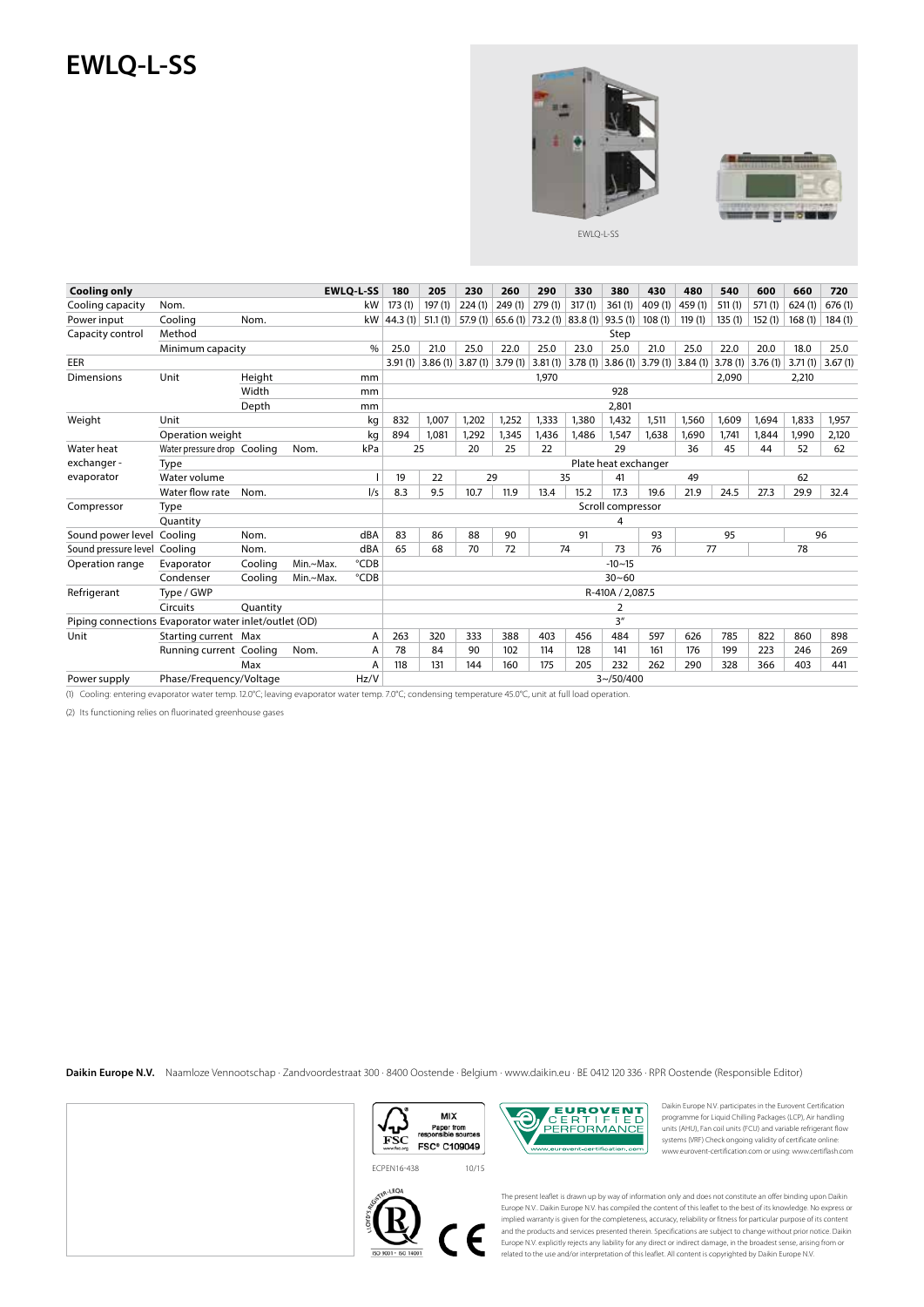# EWLQ-L-SS

EWLQ-L-SS

| Cooling only | | | | EWLQ-L-SS | 180 | 205 | 230 | 260 | 290 | 330 | 380 | 430 | 480 | 540 | 600 | 660 | 720 |
|---|---|---|---|---|---|---|---|---|---|---|---|---|---|---|---|---|---|
| Cooling capacity | Nom. | | | kW | 173 (1) | 197 (1) | 224 (1) | 249 (1) | 279 (1) | 317 (1) | 361 (1) | 409 (1) | 459 (1) | 511 (1) | 571 (1) | 624 (1) | 676 (1) |
| Power input | Cooling | Nom. | | kW | 44.3 (1) | 51.1 (1) | 57.9 (1) | 65.6 (1) | 73.2 (1) | 83.8 (1) | 93.5 (1) | 108 (1) | 119 (1) | 135 (1) | 152 (1) | 168 (1) | 184 (1) |
| Capacity control | Method | | | | Step | | | | | | | | | | | | |
| | Minimum capacity | | | % | 25.0 | 21.0 | 25.0 | 22.0 | 25.0 | 23.0 | 25.0 | 21.0 | 25.0 | 22.0 | 20.0 | 18.0 | 25.0 |
| EER | | | | | 3.91 (1) | 3.86 (1) | 3.87 (1) | 3.79 (1) | 3.81 (1) | 3.78 (1) | 3.86 (1) | 3.79 (1) | 3.84 (1) | 3.78 (1) | 3.76 (1) | 3.71 (1) | 3.67 (1) |
| Dimensions | Unit | Height | | mm | 1,970 | | | | | | | | | 2,090 | 2,210 | | |
| | | Width | | mm | 928 | | | | | | | | | | | | |
| | | Depth | | mm | 2,801 | | | | | | | | | | | | |
| Weight | Unit | | | kg | 832 | 1,007 | 1,202 | 1,252 | 1,333 | 1,380 | 1,432 | 1,511 | 1,560 | 1,609 | 1,694 | 1,833 | 1,957 |
| | Operation weight | | | kg | 894 | 1,081 | 1,292 | 1,345 | 1,436 | 1,486 | 1,547 | 1,638 | 1,690 | 1,741 | 1,844 | 1,990 | 2,120 |
| Water heat exchanger - evaporator | Water pressure drop | Cooling | Nom. | kPa | 25 | | 20 | 25 | 22 | 29 | | | 36 | 45 | 44 | 52 | 62 |
| | Type | | | | Plate heat exchanger | | | | | | | | | | | | |
| | Water volume | | | l | 19 | 22 | 29 | | 35 | | 41 | 49 | | | 62 | | |
| | Water flow rate | Nom. | | l/s | 8.3 | 9.5 | 10.7 | 11.9 | 13.4 | 15.2 | 17.3 | 19.6 | 21.9 | 24.5 | 27.3 | 29.9 | 32.4 |
| Compressor | Type | | | | Scroll compressor | | | | | | | | | | | | |
| | Quantity | | | | 4 | | | | | | | | | | | | |
| Sound power level | Cooling | Nom. | | dBA | 83 | 86 | 88 | 90 | 91 | | | 93 | 95 | | | 96 | |
| Sound pressure level | Cooling | Nom. | | dBA | 65 | 68 | 70 | 72 | 74 | | 73 | 76 | 77 | | 78 | | |
| Operation range | Evaporator | Cooling | Min.~Max. | °CDB | -10~15 | | | | | | | | | | | | |
| | Condenser | Cooling | Min.~Max. | °CDB | 30~60 | | | | | | | | | | | | |
| Refrigerant | Type / GWP | | | | R-410A / 2,087.5 | | | | | | | | | | | | |
| | Circuits | Quantity | | | 2 | | | | | | | | | | | | |
| Piping connections | Evaporator water inlet/outlet (OD) | | | | 3" | | | | | | | | | | | | |
| Unit | Starting current | Max | | A | 263 | 320 | 333 | 388 | 403 | 456 | 484 | 597 | 626 | 785 | 822 | 860 | 898 |
| | Running current | Cooling | Nom. | A | 78 | 84 | 90 | 102 | 114 | 128 | 141 | 161 | 176 | 199 | 223 | 246 | 269 |
| | | Max | | A | 118 | 131 | 144 | 160 | 175 | 205 | 232 | 262 | 290 | 328 | 366 | 403 | 441 |
| Power supply | Phase/Frequency/Voltage | | | Hz/V | 3~/50/400 | | | | | | | | | | | | |

(1) Cooling: entering evaporator water temp. 12.0°C; leaving evaporator water temp. 7.0°C; condensing temperature 45.0°C, unit at full load operation.

(2) Its functioning relies on fluorinated greenhouse gases

**Daikin Europe N.V.** Naamloze Vennootschap · Zandvoordestraat 300 · 8400 Oostende · Belgium · www.daikin.eu · BE 0412 120 336 · RPR Oostende (Responsible Editor)

MIX Paper from responsible sources FSC® C109049

ECPEN16-438 10/15

Daikin Europe N.V. participates in the Eurovent Certification programme for Liquid Chilling Packages (LCP), Air handling units (AHU), Fan coil units (FCU) and variable refrigerant flow systems (VRF) Check ongoing validity of certificate online: www.eurovent-certification.com or using: www.certiflash.com

The present leaflet is drawn up by way of information only and does not constitute an offer binding upon Daikin Europe N.V.. Daikin Europe N.V. has compiled the content of this leaflet to the best of its knowledge. No express or implied warranty is given for the completeness, accuracy, reliability or fitness for particular purpose of its content and the products and services presented therein. Specifications are subject to change without prior notice. Daikin Europe N.V. explicitly rejects any liability for any direct or indirect damage, in the broadest sense, arising from or related to the use and/or interpretation of this leaflet. All content is copyrighted by Daikin Europe N.V.